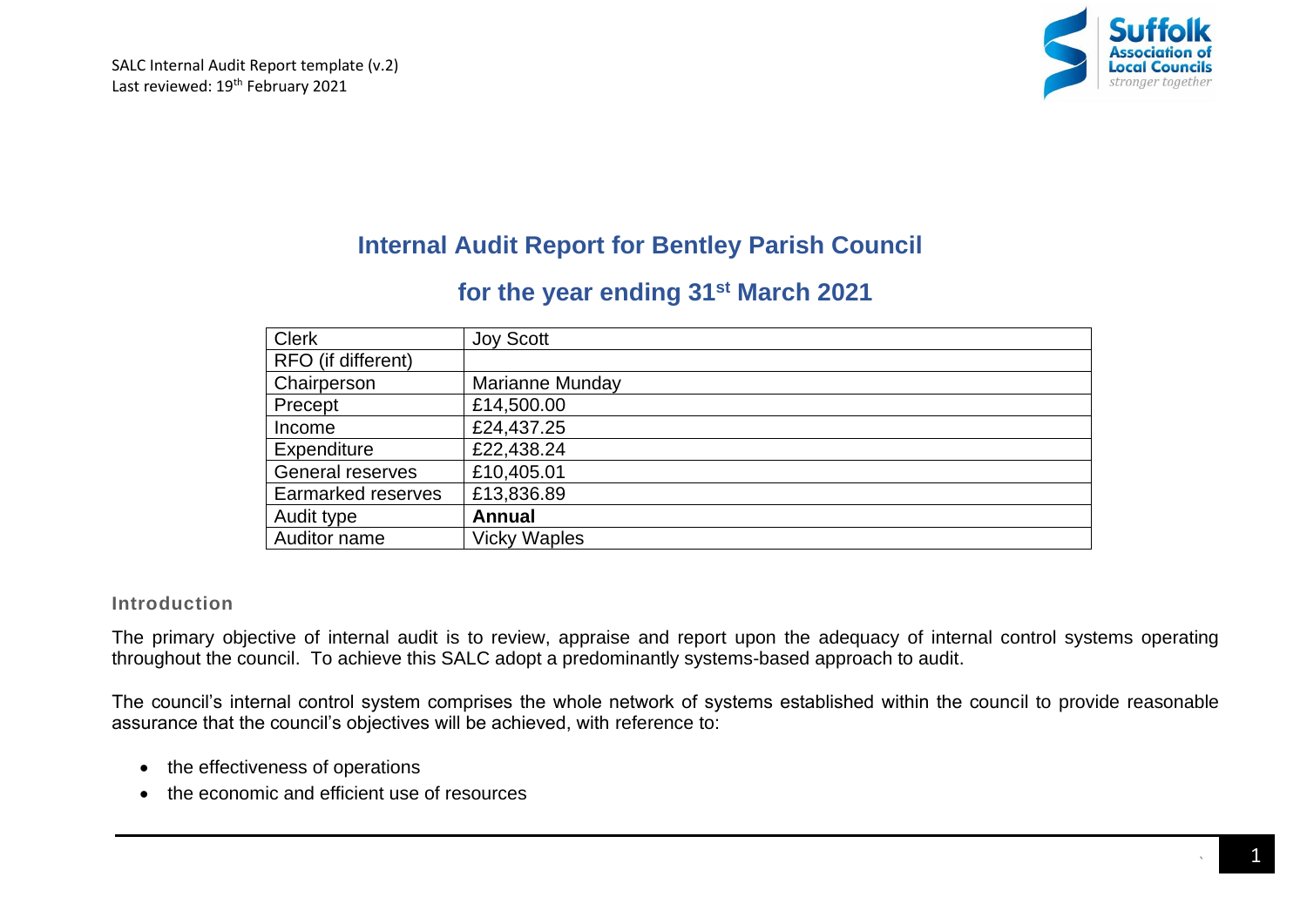# Internal Audit Report for Bentley Parish Council

## for the year ending 31st March 2021

| | |
|---|---|
| Clerk | Joy Scott |
| RFO (if different) | |
| Chairperson | Marianne Munday |
| Precept | £14,500.00 |
| Income | £24,437.25 |
| Expenditure | £22,438.24 |
| General reserves | £10,405.01 |
| Earmarked reserves | £13,836.89 |
| Audit type | **Annual** |
| Auditor name | Vicky Waples |

### Introduction

The primary objective of internal audit is to review, appraise and report upon the adequacy of internal control systems operating throughout the council. To achieve this SALC adopt a predominantly systems-based approach to audit.

The council's internal control system comprises the whole network of systems established within the council to provide reasonable assurance that the council's objectives will be achieved, with reference to:

- the effectiveness of operations
- the economic and efficient use of resources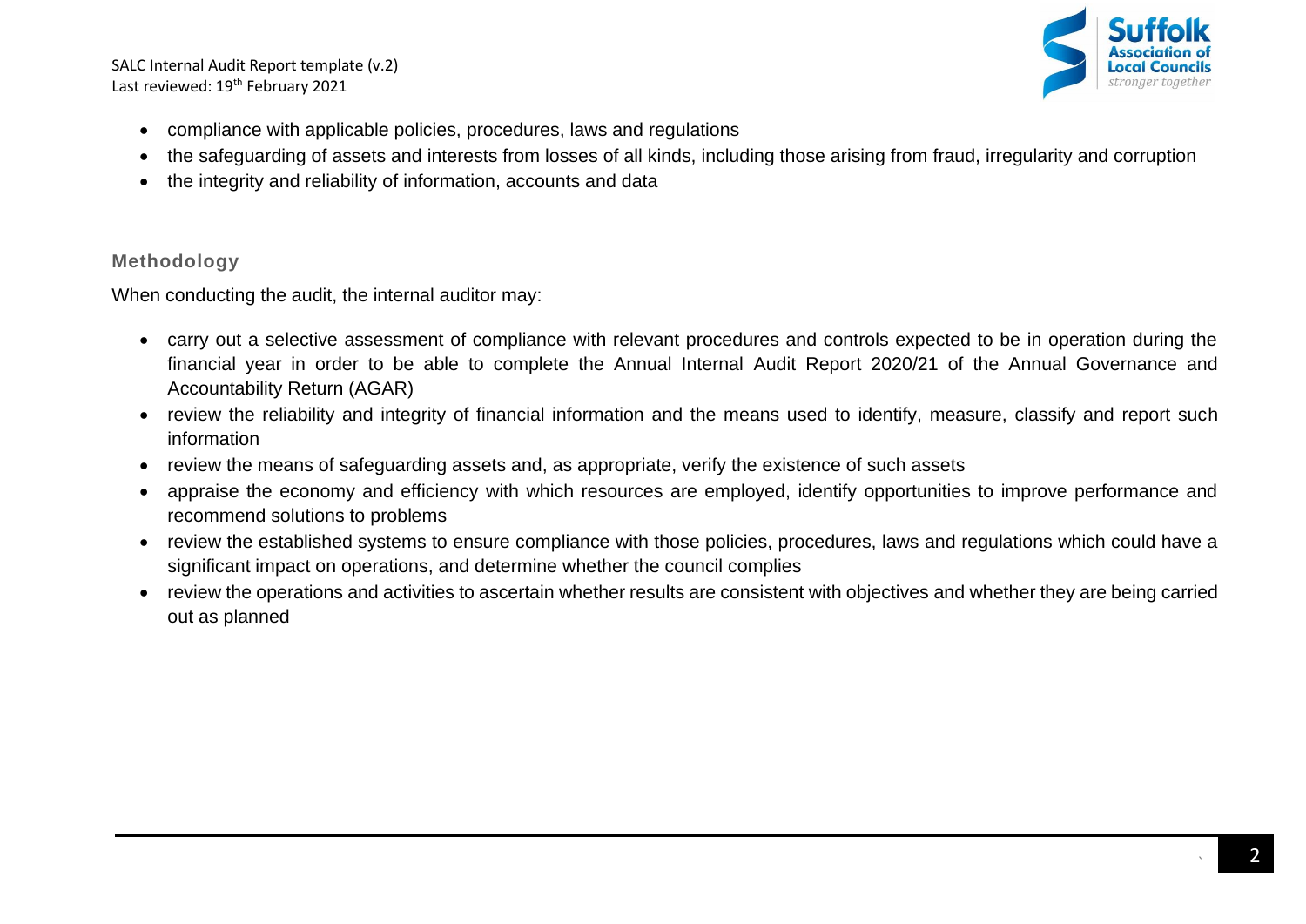- compliance with applicable policies, procedures, laws and regulations
- the safeguarding of assets and interests from losses of all kinds, including those arising from fraud, irregularity and corruption
- the integrity and reliability of information, accounts and data

## Methodology

When conducting the audit, the internal auditor may:

- carry out a selective assessment of compliance with relevant procedures and controls expected to be in operation during the financial year in order to be able to complete the Annual Internal Audit Report 2020/21 of the Annual Governance and Accountability Return (AGAR)
- review the reliability and integrity of financial information and the means used to identify, measure, classify and report such information
- review the means of safeguarding assets and, as appropriate, verify the existence of such assets
- appraise the economy and efficiency with which resources are employed, identify opportunities to improve performance and recommend solutions to problems
- review the established systems to ensure compliance with those policies, procedures, laws and regulations which could have a significant impact on operations, and determine whether the council complies
- review the operations and activities to ascertain whether results are consistent with objectives and whether they are being carried out as planned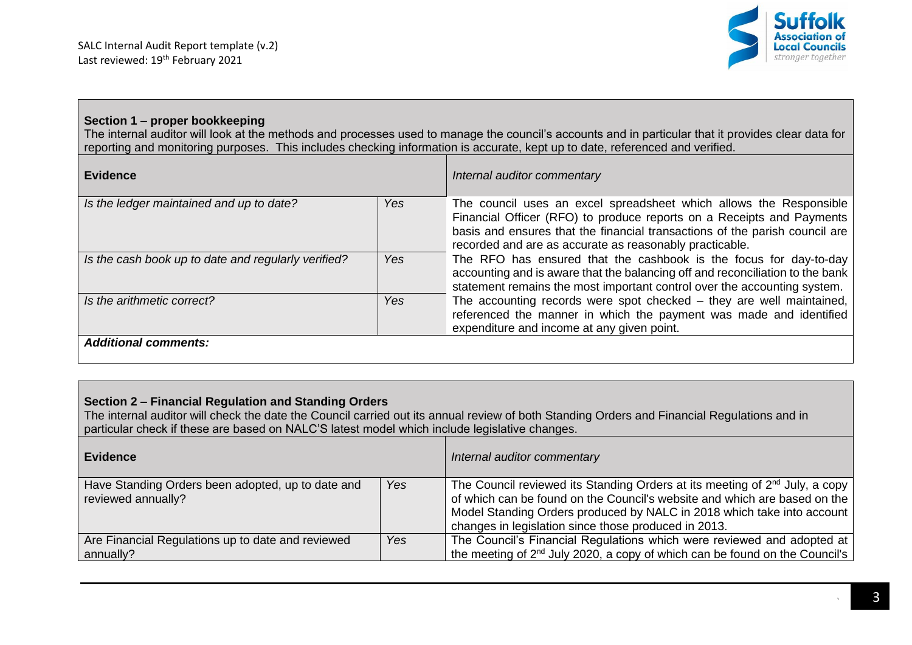## Section 1 – proper bookkeeping

The internal auditor will look at the methods and processes used to manage the council's accounts and in particular that it provides clear data for reporting and monitoring purposes. This includes checking information is accurate, kept up to date, referenced and verified.

| **Evidence** | | *Internal auditor commentary* |
|---|---|---|
| *Is the ledger maintained and up to date?* | *Yes* | The council uses an excel spreadsheet which allows the Responsible Financial Officer (RFO) to produce reports on a Receipts and Payments basis and ensures that the financial transactions of the parish council are recorded and are as accurate as reasonably practicable. |
| *Is the cash book up to date and regularly verified?* | *Yes* | The RFO has ensured that the cashbook is the focus for day-to-day accounting and is aware that the balancing off and reconciliation to the bank statement remains the most important control over the accounting system. |
| *Is the arithmetic correct?* | *Yes* | The accounting records were spot checked – they are well maintained, referenced the manner in which the payment was made and identified expenditure and income at any given point. |
| ***Additional comments:*** | | |

## Section 2 – Financial Regulation and Standing Orders

The internal auditor will check the date the Council carried out its annual review of both Standing Orders and Financial Regulations and in particular check if these are based on NALC'S latest model which include legislative changes.

| **Evidence** | | *Internal auditor commentary* |
|---|---|---|
| Have Standing Orders been adopted, up to date and reviewed annually? | *Yes* | The Council reviewed its Standing Orders at its meeting of 2nd July, a copy of which can be found on the Council's website and which are based on the Model Standing Orders produced by NALC in 2018 which take into account changes in legislation since those produced in 2013. |
| Are Financial Regulations up to date and reviewed annually? | *Yes* | The Council's Financial Regulations which were reviewed and adopted at the meeting of 2nd July 2020, a copy of which can be found on the Council's |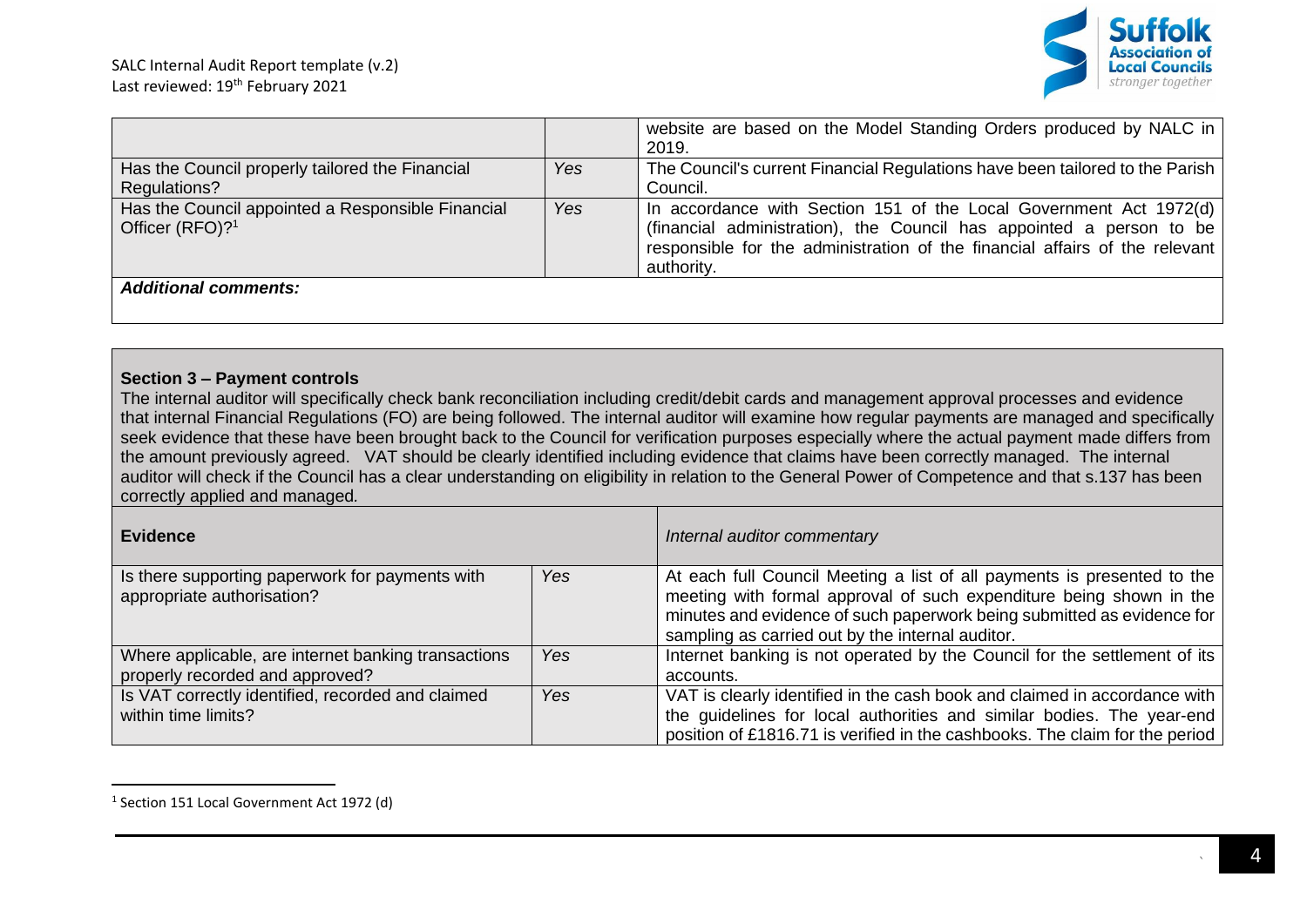| | | |
|---|---|---|
| | | website are based on the Model Standing Orders produced by NALC in 2019. |
| Has the Council properly tailored the Financial Regulations? | *Yes* | The Council's current Financial Regulations have been tailored to the Parish Council. |
| Has the Council appointed a Responsible Financial Officer (RFO)?[1] | *Yes* | In accordance with Section 151 of the Local Government Act 1972(d) (financial administration), the Council has appointed a person to be responsible for the administration of the financial affairs of the relevant authority. |
| ***Additional comments:*** | | |

**Section 3 – Payment controls**

The internal auditor will specifically check bank reconciliation including credit/debit cards and management approval processes and evidence that internal Financial Regulations (FO) are being followed. The internal auditor will examine how regular payments are managed and specifically seek evidence that these have been brought back to the Council for verification purposes especially where the actual payment made differs from the amount previously agreed. VAT should be clearly identified including evidence that claims have been correctly managed. The internal auditor will check if the Council has a clear understanding on eligibility in relation to the General Power of Competence and that s.137 has been correctly applied and managed.

| **Evidence** | | *Internal auditor commentary* |
|---|---|---|
| Is there supporting paperwork for payments with appropriate authorisation? | *Yes* | At each full Council Meeting a list of all payments is presented to the meeting with formal approval of such expenditure being shown in the minutes and evidence of such paperwork being submitted as evidence for sampling as carried out by the internal auditor. |
| Where applicable, are internet banking transactions properly recorded and approved? | *Yes* | Internet banking is not operated by the Council for the settlement of its accounts. |
| Is VAT correctly identified, recorded and claimed within time limits? | *Yes* | VAT is clearly identified in the cash book and claimed in accordance with the guidelines for local authorities and similar bodies. The year-end position of £1816.71 is verified in the cashbooks. The claim for the period |

[1] Section 151 Local Government Act 1972 (d)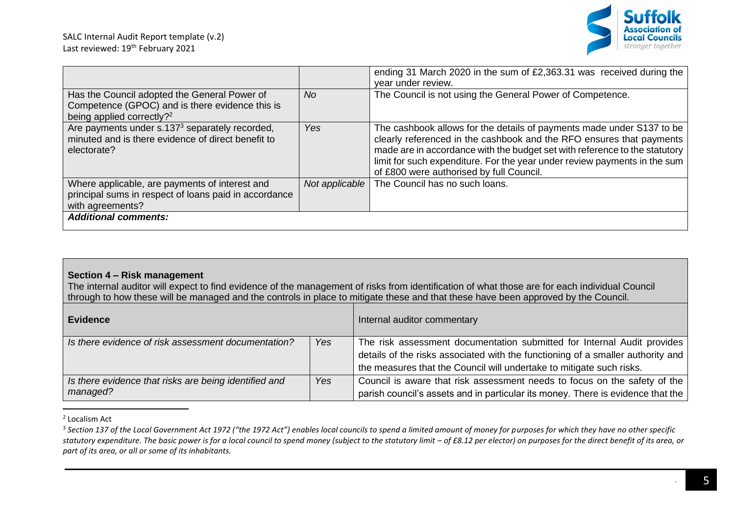| | | |
|---|---|---|
| | | ending 31 March 2020 in the sum of £2,363.31 was received during the year under review. |
| Has the Council adopted the General Power of Competence (GPOC) and is there evidence this is being applied correctly?[2] | *No* | The Council is not using the General Power of Competence. |
| Are payments under s.137[3] separately recorded, minuted and is there evidence of direct benefit to electorate? | *Yes* | The cashbook allows for the details of payments made under S137 to be clearly referenced in the cashbook and the RFO ensures that payments made are in accordance with the budget set with reference to the statutory limit for such expenditure. For the year under review payments in the sum of £800 were authorised by full Council. |
| Where applicable, are payments of interest and principal sums in respect of loans paid in accordance with agreements? | *Not applicable* | The Council has no such loans. |
| ***Additional comments:*** | | |

**Section 4 – Risk management**

The internal auditor will expect to find evidence of the management of risks from identification of what those are for each individual Council through to how these will be managed and the controls in place to mitigate these and that these have been approved by the Council.

| **Evidence** | | Internal auditor commentary |
|---|---|---|
| *Is there evidence of risk assessment documentation?* | *Yes* | The risk assessment documentation submitted for Internal Audit provides details of the risks associated with the functioning of a smaller authority and the measures that the Council will undertake to mitigate such risks. |
| *Is there evidence that risks are being identified and managed?* | *Yes* | Council is aware that risk assessment needs to focus on the safety of the parish council's assets and in particular its money. There is evidence that the |

[2] Localism Act

[3] *Section 137 of the Local Government Act 1972 ("the 1972 Act") enables local councils to spend a limited amount of money for purposes for which they have no other specific statutory expenditure. The basic power is for a local council to spend money (subject to the statutory limit – of £8.12 per elector) on purposes for the direct benefit of its area, or part of its area, or all or some of its inhabitants.*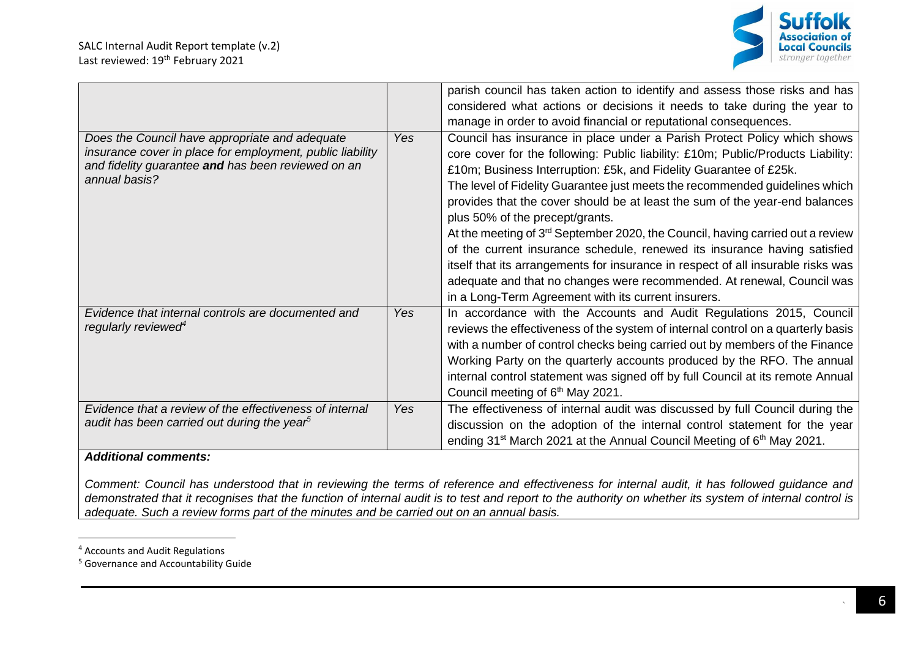| | | |
|---|---|---|
| | | parish council has taken action to identify and assess those risks and has considered what actions or decisions it needs to take during the year to manage in order to avoid financial or reputational consequences. |
| *Does the Council have appropriate and adequate insurance cover in place for employment, public liability and fidelity guarantee **and** has been reviewed on an annual basis?* | *Yes* | Council has insurance in place under a Parish Protect Policy which shows core cover for the following: Public liability: £10m; Public/Products Liability: £10m; Business Interruption: £5k, and Fidelity Guarantee of £25k. The level of Fidelity Guarantee just meets the recommended guidelines which provides that the cover should be at least the sum of the year-end balances plus 50% of the precept/grants. At the meeting of 3rd September 2020, the Council, having carried out a review of the current insurance schedule, renewed its insurance having satisfied itself that its arrangements for insurance in respect of all insurable risks was adequate and that no changes were recommended. At renewal, Council was in a Long-Term Agreement with its current insurers. |
| *Evidence that internal controls are documented and regularly reviewed[4]* | *Yes* | In accordance with the Accounts and Audit Regulations 2015, Council reviews the effectiveness of the system of internal control on a quarterly basis with a number of control checks being carried out by members of the Finance Working Party on the quarterly accounts produced by the RFO. The annual internal control statement was signed off by full Council at its remote Annual Council meeting of 6th May 2021. |
| *Evidence that a review of the effectiveness of internal audit has been carried out during the year[5]* | *Yes* | The effectiveness of internal audit was discussed by full Council during the discussion on the adoption of the internal control statement for the year ending 31st March 2021 at the Annual Council Meeting of 6th May 2021. |

***Additional comments:***

*Comment: Council has understood that in reviewing the terms of reference and effectiveness for internal audit, it has followed guidance and demonstrated that it recognises that the function of internal audit is to test and report to the authority on whether its system of internal control is adequate. Such a review forms part of the minutes and be carried out on an annual basis.*

---

[4] Accounts and Audit Regulations

[5] Governance and Accountability Guide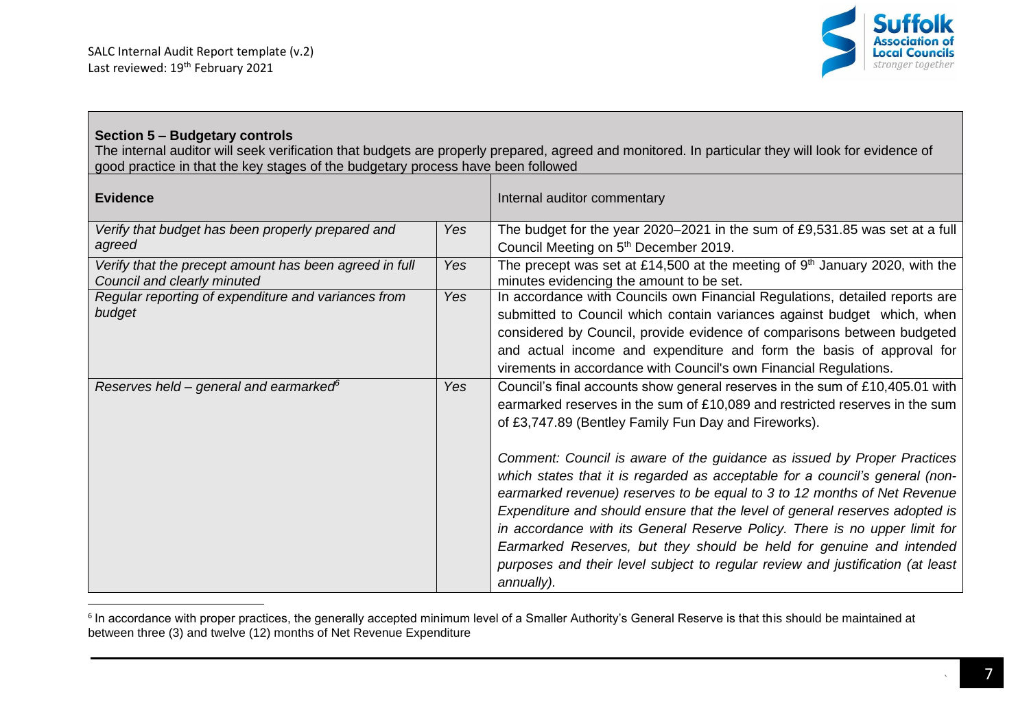## Section 5 – Budgetary controls

The internal auditor will seek verification that budgets are properly prepared, agreed and monitored. In particular they will look for evidence of good practice in that the key stages of the budgetary process have been followed

| Evidence | | Internal auditor commentary |
|---|---|---|
| *Verify that budget has been properly prepared and agreed* | *Yes* | The budget for the year 2020–2021 in the sum of £9,531.85 was set at a full Council Meeting on 5th December 2019. |
| *Verify that the precept amount has been agreed in full Council and clearly minuted* | *Yes* | The precept was set at £14,500 at the meeting of 9th January 2020, with the minutes evidencing the amount to be set. |
| *Regular reporting of expenditure and variances from budget* | *Yes* | In accordance with Councils own Financial Regulations, detailed reports are submitted to Council which contain variances against budget which, when considered by Council, provide evidence of comparisons between budgeted and actual income and expenditure and form the basis of approval for virements in accordance with Council's own Financial Regulations. |
| *Reserves held – general and earmarked*[6] | *Yes* | Council's final accounts show general reserves in the sum of £10,405.01 with earmarked reserves in the sum of £10,089 and restricted reserves in the sum of £3,747.89 (Bentley Family Fun Day and Fireworks).<br><br>*Comment: Council is aware of the guidance as issued by Proper Practices which states that it is regarded as acceptable for a council's general (non-earmarked revenue) reserves to be equal to 3 to 12 months of Net Revenue Expenditure and should ensure that the level of general reserves adopted is in accordance with its General Reserve Policy. There is no upper limit for Earmarked Reserves, but they should be held for genuine and intended purposes and their level subject to regular review and justification (at least annually).* |

[6] In accordance with proper practices, the generally accepted minimum level of a Smaller Authority's General Reserve is that this should be maintained at between three (3) and twelve (12) months of Net Revenue Expenditure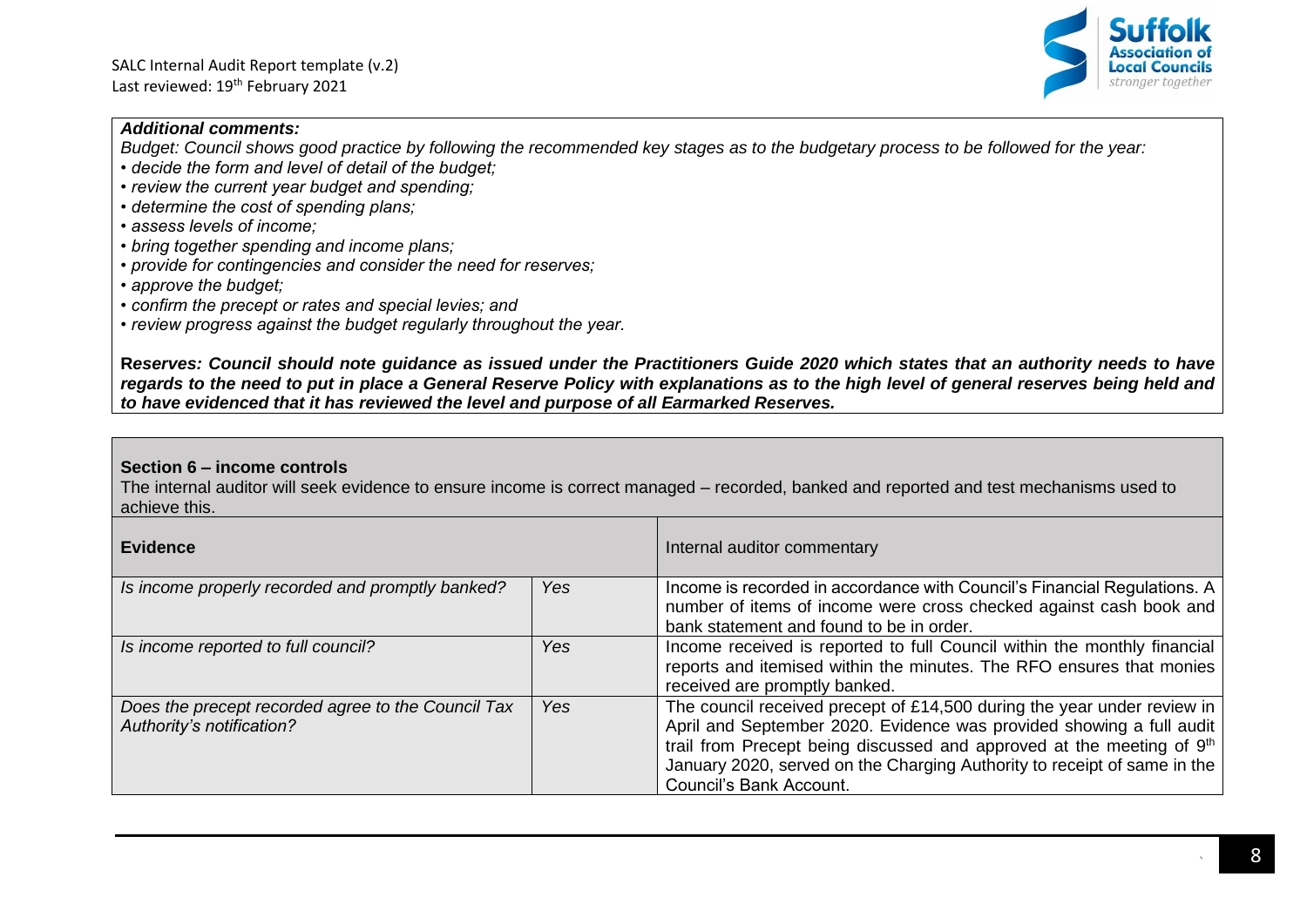***Additional comments:***

*Budget: Council shows good practice by following the recommended key stages as to the budgetary process to be followed for the year:*

- *decide the form and level of detail of the budget;*
- *review the current year budget and spending;*
- *determine the cost of spending plans;*
- *assess levels of income;*
- *bring together spending and income plans;*
- *provide for contingencies and consider the need for reserves;*
- *approve the budget;*
- *confirm the precept or rates and special levies; and*
- *review progress against the budget regularly throughout the year.*

**R*eserves: Council should note guidance as issued under the Practitioners Guide 2020 which states that an authority needs to have regards to the need to put in place a General Reserve Policy with explanations as to the high level of general reserves being held and to have evidenced that it has reviewed the level and purpose of all Earmarked Reserves.***

**Section 6 – income controls**

The internal auditor will seek evidence to ensure income is correct managed – recorded, banked and reported and test mechanisms used to achieve this.

| **Evidence** | | Internal auditor commentary |
|---|---|---|
| *Is income properly recorded and promptly banked?* | *Yes* | Income is recorded in accordance with Council's Financial Regulations. A number of items of income were cross checked against cash book and bank statement and found to be in order. |
| *Is income reported to full council?* | *Yes* | Income received is reported to full Council within the monthly financial reports and itemised within the minutes. The RFO ensures that monies received are promptly banked. |
| *Does the precept recorded agree to the Council Tax Authority's notification?* | *Yes* | The council received precept of £14,500 during the year under review in April and September 2020. Evidence was provided showing a full audit trail from Precept being discussed and approved at the meeting of 9th January 2020, served on the Charging Authority to receipt of same in the Council's Bank Account. |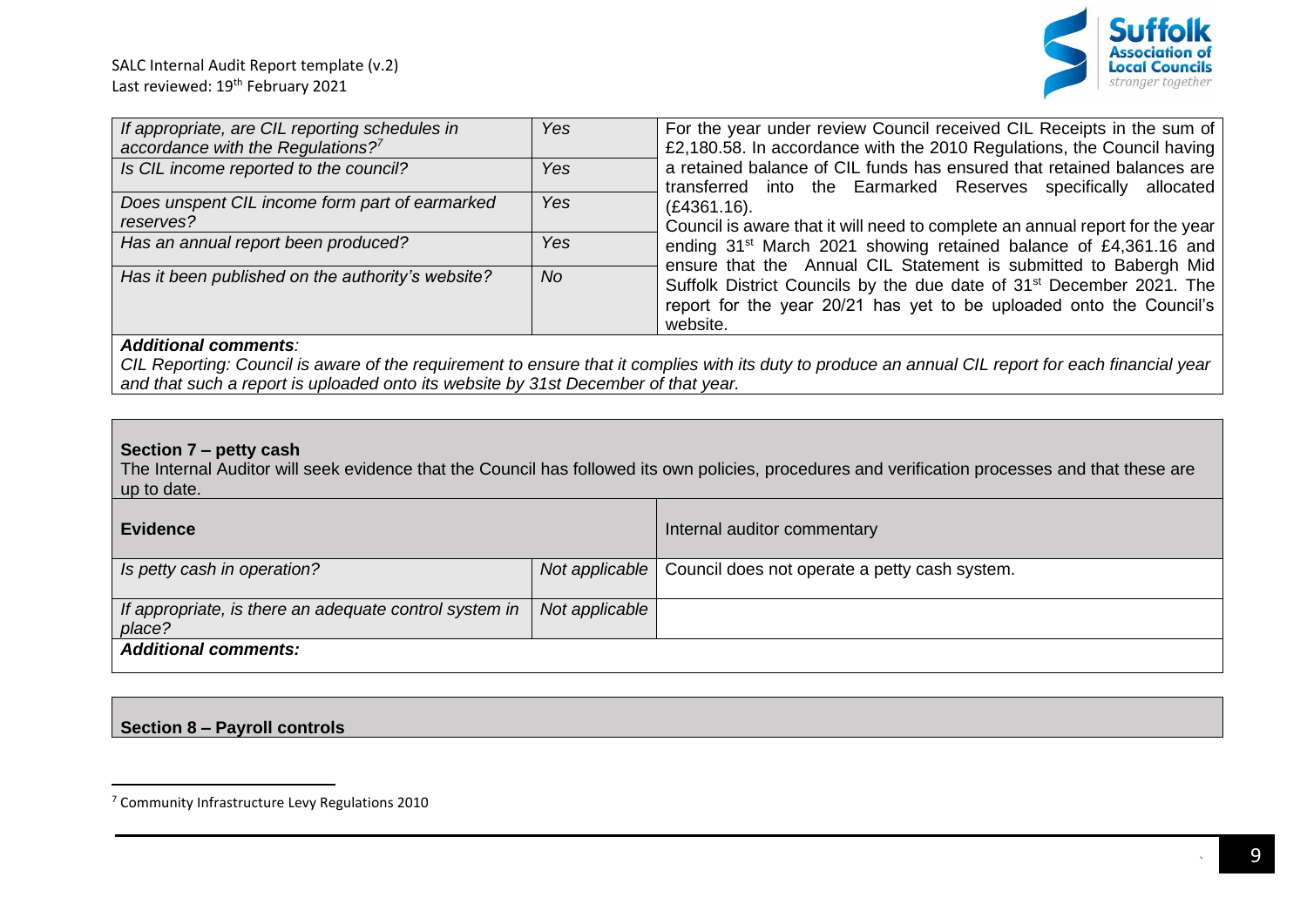| | | |
|---|---|---|
| *If appropriate, are CIL reporting schedules in accordance with the Regulations?*[7] | *Yes* | For the year under review Council received CIL Receipts in the sum of £2,180.58. In accordance with the 2010 Regulations, the Council having a retained balance of CIL funds has ensured that retained balances are transferred into the Earmarked Reserves specifically allocated (£4361.16). Council is aware that it will need to complete an annual report for the year ending 31st March 2021 showing retained balance of £4,361.16 and ensure that the Annual CIL Statement is submitted to Babergh Mid Suffolk District Councils by the due date of 31st December 2021. The report for the year 20/21 has yet to be uploaded onto the Council's website. |
| *Is CIL income reported to the council?* | *Yes* | |
| *Does unspent CIL income form part of earmarked reserves?* | *Yes* | |
| *Has an annual report been produced?* | *Yes* | |
| *Has it been published on the authority's website?* | *No* | |

***Additional comments****:*

*CIL Reporting: Council is aware of the requirement to ensure that it complies with its duty to produce an annual CIL report for each financial year and that such a report is uploaded onto its website by 31st December of that year.*

**Section 7 – petty cash**

The Internal Auditor will seek evidence that the Council has followed its own policies, procedures and verification processes and that these are up to date.

| **Evidence** | | Internal auditor commentary |
|---|---|---|
| *Is petty cash in operation?* | *Not applicable* | Council does not operate a petty cash system. |
| *If appropriate, is there an adequate control system in place?* | *Not applicable* | |

***Additional comments:***

**Section 8 – Payroll controls**

[7] Community Infrastructure Levy Regulations 2010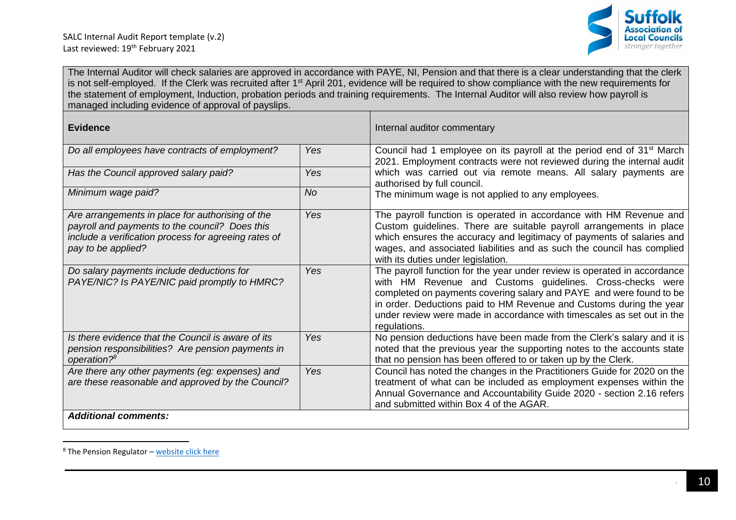The Internal Auditor will check salaries are approved in accordance with PAYE, NI, Pension and that there is a clear understanding that the clerk is not self-employed. If the Clerk was recruited after 1st April 201, evidence will be required to show compliance with the new requirements for the statement of employment, Induction, probation periods and training requirements. The Internal Auditor will also review how payroll is managed including evidence of approval of payslips.

| **Evidence** | | Internal auditor commentary |
|---|---|---|
| *Do all employees have contracts of employment?* | *Yes* | Council had 1 employee on its payroll at the period end of 31st March 2021. Employment contracts were not reviewed during the internal audit which was carried out via remote means. All salary payments are authorised by full council. The minimum wage is not applied to any employees. |
| *Has the Council approved salary paid?* | *Yes* | |
| *Minimum wage paid?* | *No* | |
| *Are arrangements in place for authorising of the payroll and payments to the council? Does this include a verification process for agreeing rates of pay to be applied?* | *Yes* | The payroll function is operated in accordance with HM Revenue and Custom guidelines. There are suitable payroll arrangements in place which ensures the accuracy and legitimacy of payments of salaries and wages, and associated liabilities and as such the council has complied with its duties under legislation. |
| *Do salary payments include deductions for PAYE/NIC? Is PAYE/NIC paid promptly to HMRC?* | *Yes* | The payroll function for the year under review is operated in accordance with HM Revenue and Customs guidelines. Cross-checks were completed on payments covering salary and PAYE and were found to be in order. Deductions paid to HM Revenue and Customs during the year under review were made in accordance with timescales as set out in the regulations. |
| *Is there evidence that the Council is aware of its pension responsibilities? Are pension payments in operation?[8]* | *Yes* | No pension deductions have been made from the Clerk's salary and it is noted that the previous year the supporting notes to the accounts state that no pension has been offered to or taken up by the Clerk. |
| *Are there any other payments (eg: expenses) and are these reasonable and approved by the Council?* | *Yes* | Council has noted the changes in the Practitioners Guide for 2020 on the treatment of what can be included as employment expenses within the Annual Governance and Accountability Guide 2020 - section 2.16 refers and submitted within Box 4 of the AGAR. |
| ***Additional comments:*** | | |

[8] The Pension Regulator – website click here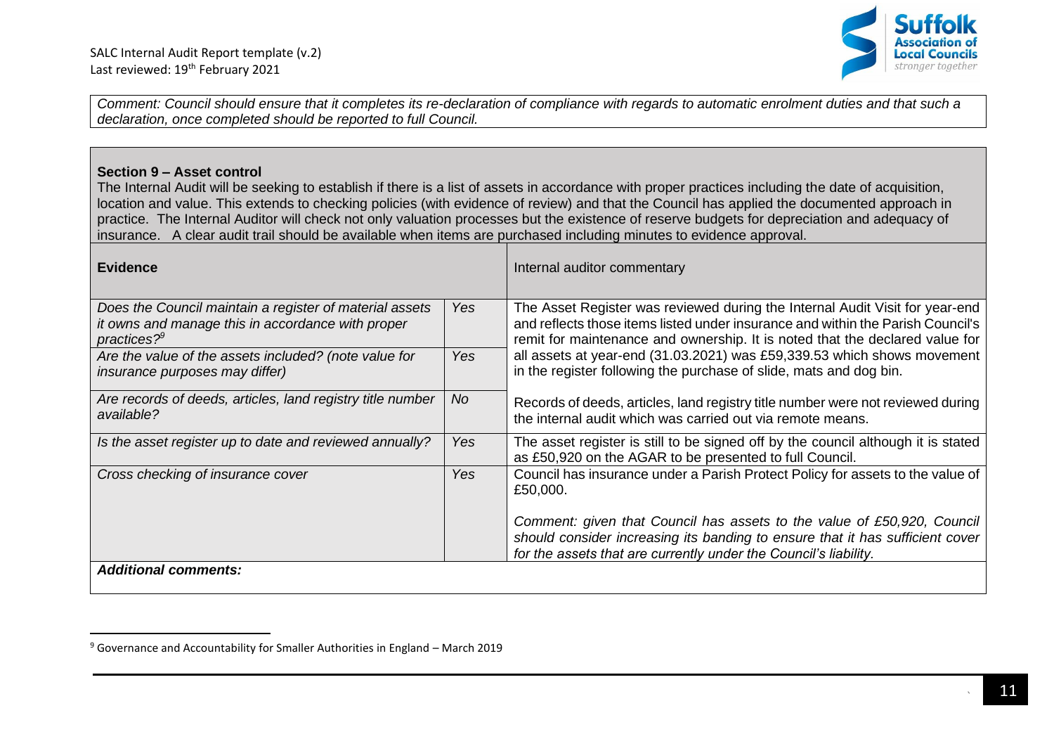*Comment: Council should ensure that it completes its re-declaration of compliance with regards to automatic enrolment duties and that such a declaration, once completed should be reported to full Council.*

**Section 9 – Asset control**

The Internal Audit will be seeking to establish if there is a list of assets in accordance with proper practices including the date of acquisition, location and value. This extends to checking policies (with evidence of review) and that the Council has applied the documented approach in practice. The Internal Auditor will check not only valuation processes but the existence of reserve budgets for depreciation and adequacy of insurance. A clear audit trail should be available when items are purchased including minutes to evidence approval.

| **Evidence** | | Internal auditor commentary |
|---|---|---|
| *Does the Council maintain a register of material assets it owns and manage this in accordance with proper practices?[9]* | *Yes* | The Asset Register was reviewed during the Internal Audit Visit for year-end and reflects those items listed under insurance and within the Parish Council's remit for maintenance and ownership. It is noted that the declared value for all assets at year-end (31.03.2021) was £59,339.53 which shows movement in the register following the purchase of slide, mats and dog bin. |
| *Are the value of the assets included? (note value for insurance purposes may differ)* | *Yes* | |
| *Are records of deeds, articles, land registry title number available?* | *No* | Records of deeds, articles, land registry title number were not reviewed during the internal audit which was carried out via remote means. |
| *Is the asset register up to date and reviewed annually?* | *Yes* | The asset register is still to be signed off by the council although it is stated as £50,920 on the AGAR to be presented to full Council. |
| *Cross checking of insurance cover* | *Yes* | Council has insurance under a Parish Protect Policy for assets to the value of £50,000. *Comment: given that Council has assets to the value of £50,920, Council should consider increasing its banding to ensure that it has sufficient cover for the assets that are currently under the Council's liability.* |

***Additional comments:***

[9] Governance and Accountability for Smaller Authorities in England – March 2019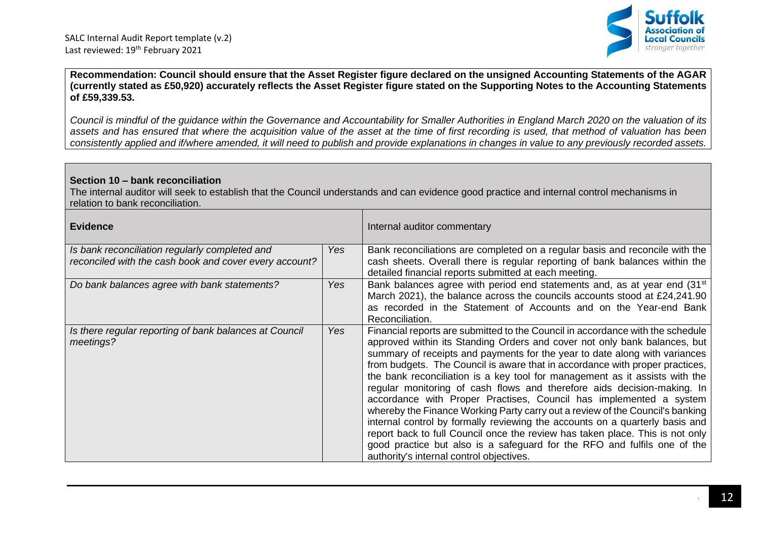**Recommendation: Council should ensure that the Asset Register figure declared on the unsigned Accounting Statements of the AGAR (currently stated as £50,920) accurately reflects the Asset Register figure stated on the Supporting Notes to the Accounting Statements of £59,339.53.**

*Council is mindful of the guidance within the Governance and Accountability for Smaller Authorities in England March 2020 on the valuation of its assets and has ensured that where the acquisition value of the asset at the time of first recording is used, that method of valuation has been consistently applied and if/where amended, it will need to publish and provide explanations in changes in value to any previously recorded assets.*

**Section 10 – bank reconciliation**

The internal auditor will seek to establish that the Council understands and can evidence good practice and internal control mechanisms in relation to bank reconciliation.

| **Evidence** | | Internal auditor commentary |
|---|---|---|
| *Is bank reconciliation regularly completed and reconciled with the cash book and cover every account?* | *Yes* | Bank reconciliations are completed on a regular basis and reconcile with the cash sheets. Overall there is regular reporting of bank balances within the detailed financial reports submitted at each meeting. |
| *Do bank balances agree with bank statements?* | *Yes* | Bank balances agree with period end statements and, as at year end (31st March 2021), the balance across the councils accounts stood at £24,241.90 as recorded in the Statement of Accounts and on the Year-end Bank Reconciliation. |
| *Is there regular reporting of bank balances at Council meetings?* | *Yes* | Financial reports are submitted to the Council in accordance with the schedule approved within its Standing Orders and cover not only bank balances, but summary of receipts and payments for the year to date along with variances from budgets. The Council is aware that in accordance with proper practices, the bank reconciliation is a key tool for management as it assists with the regular monitoring of cash flows and therefore aids decision-making. In accordance with Proper Practises, Council has implemented a system whereby the Finance Working Party carry out a review of the Council's banking internal control by formally reviewing the accounts on a quarterly basis and report back to full Council once the review has taken place. This is not only good practice but also is a safeguard for the RFO and fulfils one of the authority's internal control objectives. |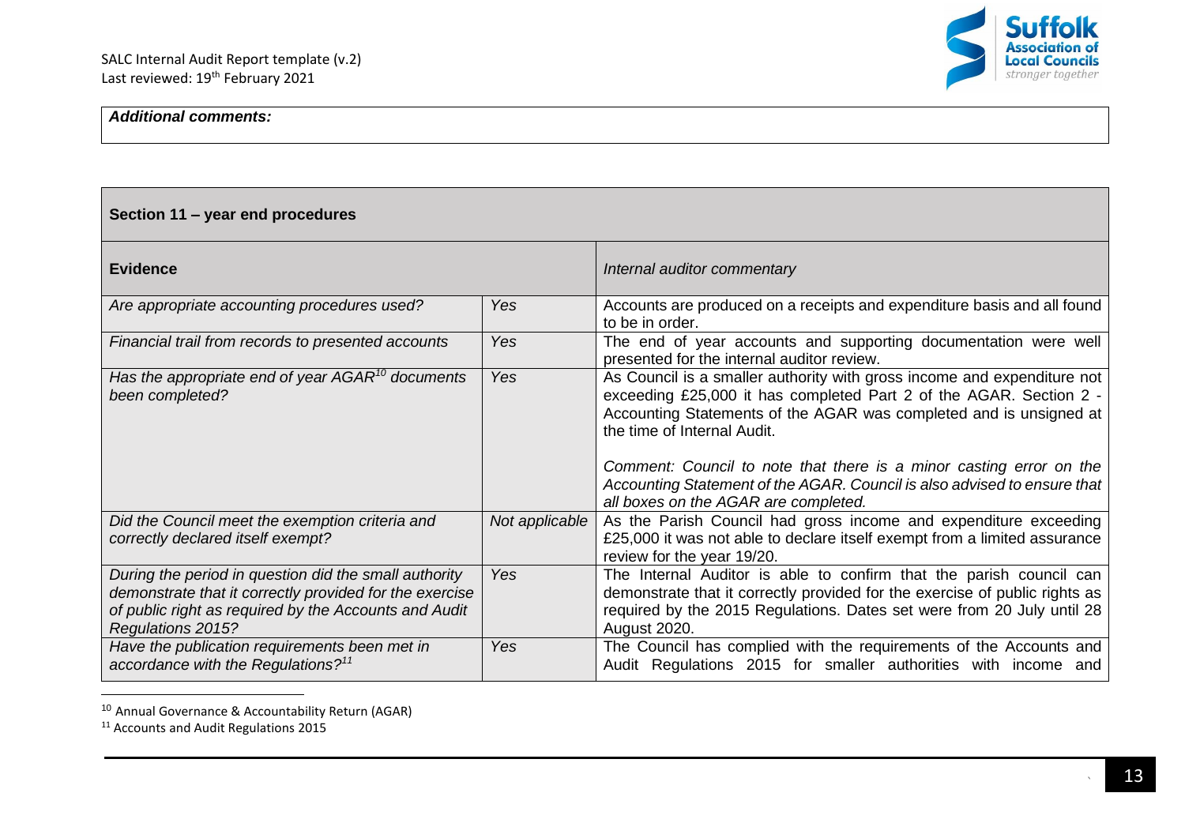| *Additional comments:* |
|---|

| **Section 11 – year end procedures** | | |
|---|---|---|
| **Evidence** | | *Internal auditor commentary* |
| *Are appropriate accounting procedures used?* | *Yes* | Accounts are produced on a receipts and expenditure basis and all found to be in order. |
| *Financial trail from records to presented accounts* | *Yes* | The end of year accounts and supporting documentation were well presented for the internal auditor review. |
| *Has the appropriate end of year AGAR[10] documents been completed?* | *Yes* | As Council is a smaller authority with gross income and expenditure not exceeding £25,000 it has completed Part 2 of the AGAR. Section 2 - Accounting Statements of the AGAR was completed and is unsigned at the time of Internal Audit.<br><br>*Comment: Council to note that there is a minor casting error on the Accounting Statement of the AGAR. Council is also advised to ensure that all boxes on the AGAR are completed.* |
| *Did the Council meet the exemption criteria and correctly declared itself exempt?* | *Not applicable* | As the Parish Council had gross income and expenditure exceeding £25,000 it was not able to declare itself exempt from a limited assurance review for the year 19/20. |
| *During the period in question did the small authority demonstrate that it correctly provided for the exercise of public right as required by the Accounts and Audit Regulations 2015?* | *Yes* | The Internal Auditor is able to confirm that the parish council can demonstrate that it correctly provided for the exercise of public rights as required by the 2015 Regulations. Dates set were from 20 July until 28 August 2020. |
| *Have the publication requirements been met in accordance with the Regulations?[11]* | *Yes* | The Council has complied with the requirements of the Accounts and Audit Regulations 2015 for smaller authorities with income and |

[10] Annual Governance & Accountability Return (AGAR)

[11] Accounts and Audit Regulations 2015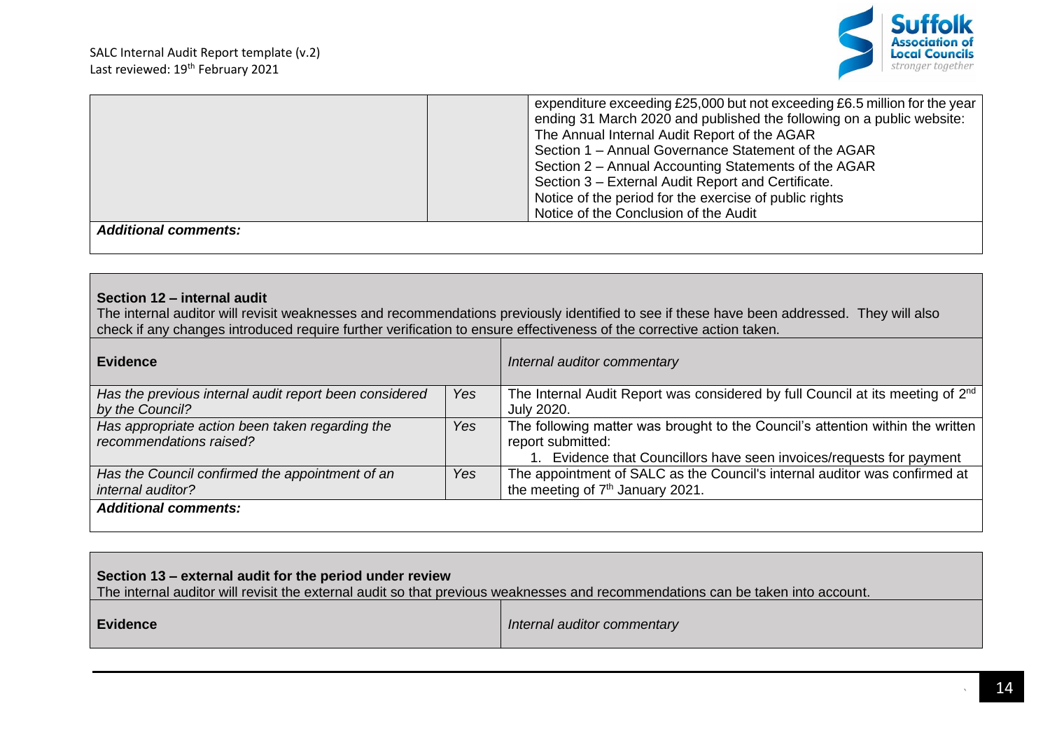| | | expenditure exceeding £25,000 but not exceeding £6.5 million for the year ending 31 March 2020 and published the following on a public website: The Annual Internal Audit Report of the AGAR Section 1 – Annual Governance Statement of the AGAR Section 2 – Annual Accounting Statements of the AGAR Section 3 – External Audit Report and Certificate. Notice of the period for the exercise of public rights Notice of the Conclusion of the Audit |
|---|---|---|
| ***Additional comments:*** | | |

**Section 12 – internal audit**

The internal auditor will revisit weaknesses and recommendations previously identified to see if these have been addressed. They will also check if any changes introduced require further verification to ensure effectiveness of the corrective action taken.

| **Evidence** | | *Internal auditor commentary* |
|---|---|---|
| *Has the previous internal audit report been considered by the Council?* | *Yes* | The Internal Audit Report was considered by full Council at its meeting of 2nd July 2020. |
| *Has appropriate action been taken regarding the recommendations raised?* | *Yes* | The following matter was brought to the Council's attention within the written report submitted: 1. Evidence that Councillors have seen invoices/requests for payment |
| *Has the Council confirmed the appointment of an internal auditor?* | *Yes* | The appointment of SALC as the Council's internal auditor was confirmed at the meeting of 7th January 2021. |
| ***Additional comments:*** | | |

**Section 13 – external audit for the period under review**

The internal auditor will revisit the external audit so that previous weaknesses and recommendations can be taken into account.

| **Evidence** | *Internal auditor commentary* |
|---|---|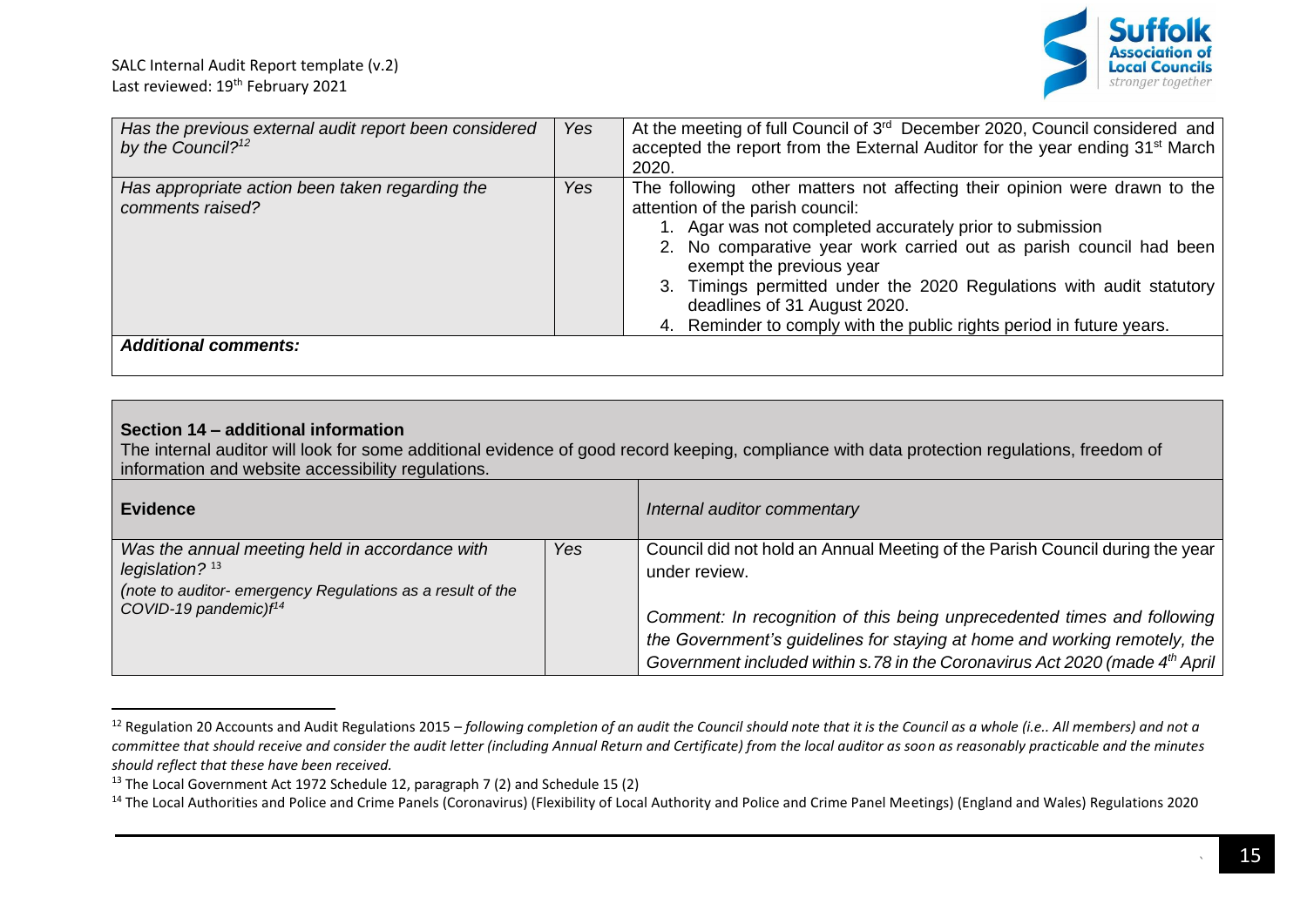| | | |
|---|---|---|
| *Has the previous external audit report been considered by the Council?*[12] | *Yes* | At the meeting of full Council of 3[rd] December 2020, Council considered and accepted the report from the External Auditor for the year ending 31[st] March 2020. |
| *Has appropriate action been taken regarding the comments raised?* | *Yes* | The following other matters not affecting their opinion were drawn to the attention of the parish council:<br>1. Agar was not completed accurately prior to submission<br>2. No comparative year work carried out as parish council had been exempt the previous year<br>3. Timings permitted under the 2020 Regulations with audit statutory deadlines of 31 August 2020.<br>4. Reminder to comply with the public rights period in future years. |
| ***Additional comments:*** | | |

**Section 14 – additional information**

The internal auditor will look for some additional evidence of good record keeping, compliance with data protection regulations, freedom of information and website accessibility regulations.

| **Evidence** | | *Internal auditor commentary* |
|---|---|---|
| *Was the annual meeting held in accordance with legislation?* [13]<br>*(note to auditor- emergency Regulations as a result of the COVID-19 pandemic)f*[14] | *Yes* | Council did not hold an Annual Meeting of the Parish Council during the year under review.<br><br>*Comment: In recognition of this being unprecedented times and following the Government's guidelines for staying at home and working remotely, the Government included within s.78 in the Coronavirus Act 2020 (made 4[th] April* |

[12] Regulation 20 Accounts and Audit Regulations 2015 – *following completion of an audit the Council should note that it is the Council as a whole (i.e.. All members) and not a committee that should receive and consider the audit letter (including Annual Return and Certificate) from the local auditor as soon as reasonably practicable and the minutes should reflect that these have been received.*

[13] The Local Government Act 1972 Schedule 12, paragraph 7 (2) and Schedule 15 (2)

[14] The Local Authorities and Police and Crime Panels (Coronavirus) (Flexibility of Local Authority and Police and Crime Panel Meetings) (England and Wales) Regulations 2020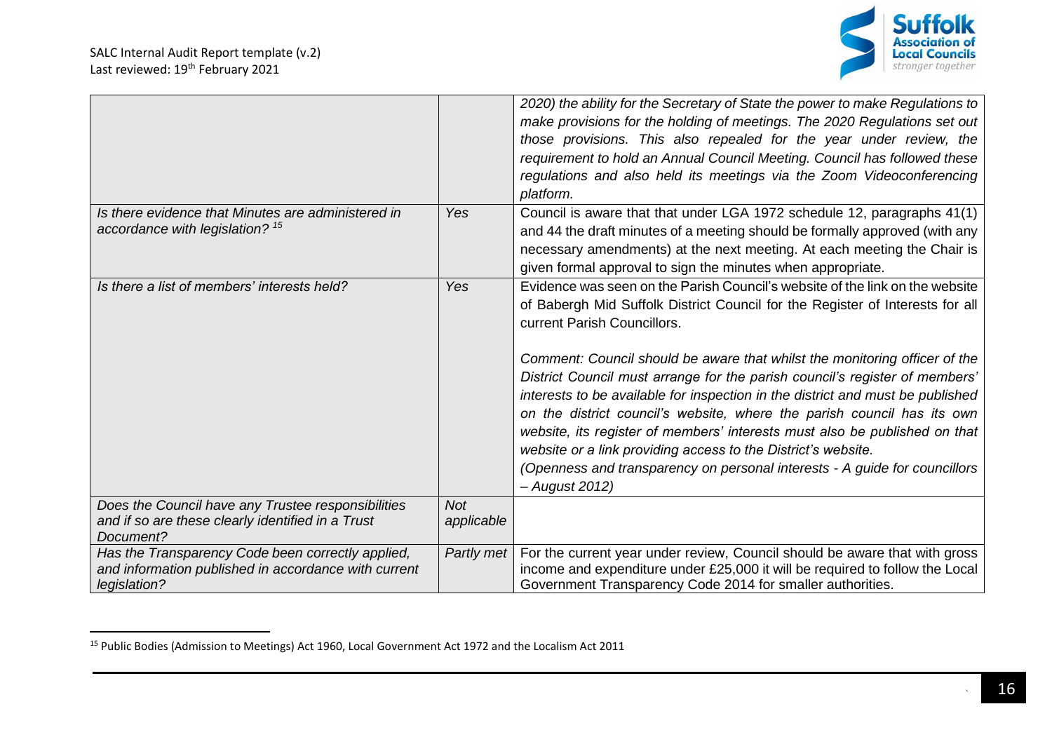| | | |
|---|---|---|
| | | *2020) the ability for the Secretary of State the power to make Regulations to make provisions for the holding of meetings. The 2020 Regulations set out those provisions. This also repealed for the year under review, the requirement to hold an Annual Council Meeting. Council has followed these regulations and also held its meetings via the Zoom Videoconferencing platform.* |
| *Is there evidence that Minutes are administered in accordance with legislation?* [15] | *Yes* | Council is aware that that under LGA 1972 schedule 12, paragraphs 41(1) and 44 the draft minutes of a meeting should be formally approved (with any necessary amendments) at the next meeting. At each meeting the Chair is given formal approval to sign the minutes when appropriate. |
| *Is there a list of members' interests held?* | *Yes* | Evidence was seen on the Parish Council's website of the link on the website of Babergh Mid Suffolk District Council for the Register of Interests for all current Parish Councillors.<br><br>*Comment: Council should be aware that whilst the monitoring officer of the District Council must arrange for the parish council's register of members' interests to be available for inspection in the district and must be published on the district council's website, where the parish council has its own website, its register of members' interests must also be published on that website or a link providing access to the District's website.*<br>*(Openness and transparency on personal interests - A guide for councillors – August 2012)* |
| *Does the Council have any Trustee responsibilities and if so are these clearly identified in a Trust Document?* | *Not applicable* | |
| *Has the Transparency Code been correctly applied, and information published in accordance with current legislation?* | *Partly met* | For the current year under review, Council should be aware that with gross income and expenditure under £25,000 it will be required to follow the Local Government Transparency Code 2014 for smaller authorities. |

[15] Public Bodies (Admission to Meetings) Act 1960, Local Government Act 1972 and the Localism Act 2011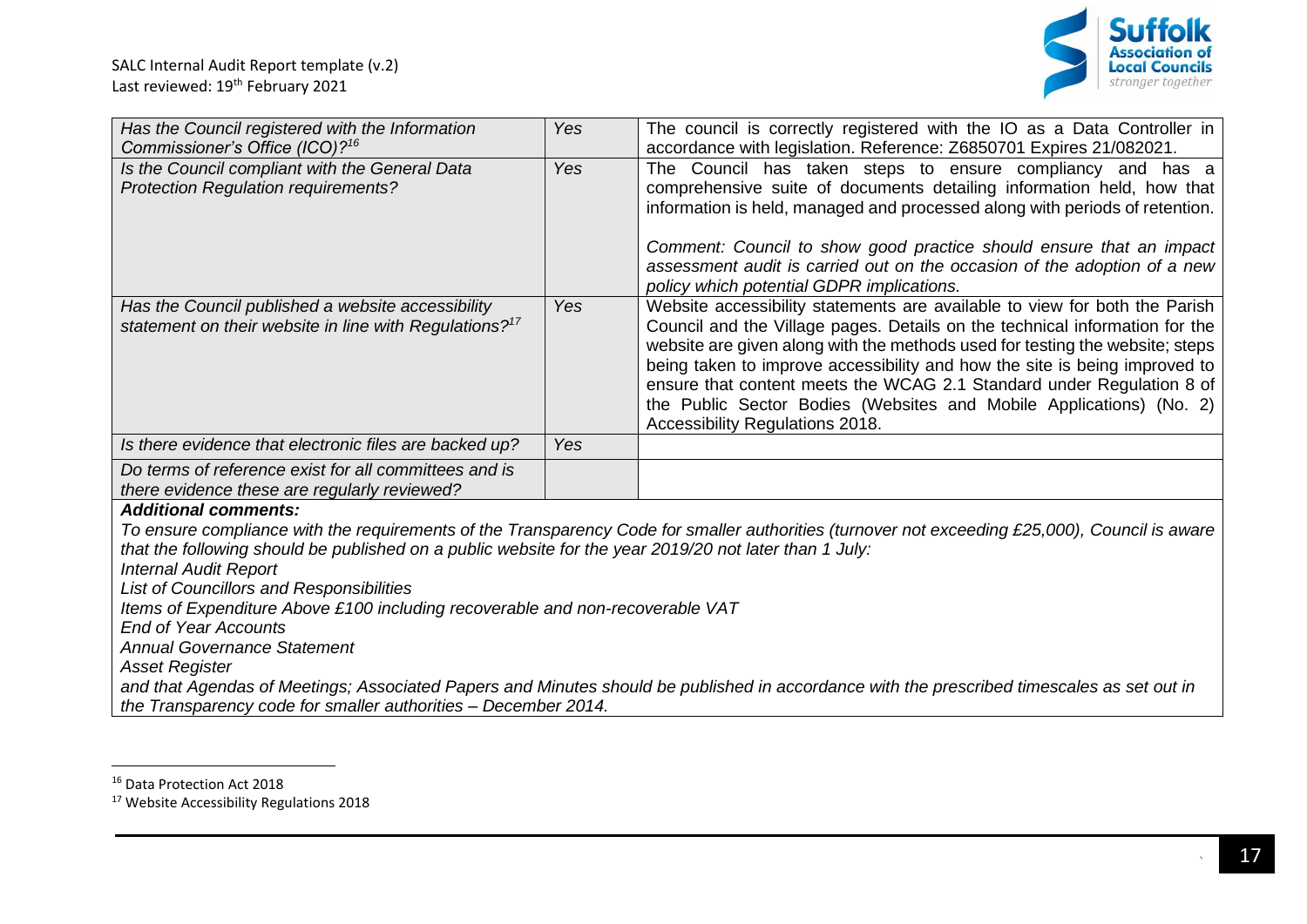| *Has the Council registered with the Information Commissioner's Office (ICO)?*[16] | *Yes* | The council is correctly registered with the IO as a Data Controller in accordance with legislation. Reference: Z6850701 Expires 21/082021. |
|---|---|---|
| *Is the Council compliant with the General Data Protection Regulation requirements?* | *Yes* | The Council has taken steps to ensure compliancy and has a comprehensive suite of documents detailing information held, how that information is held, managed and processed along with periods of retention.<br><br>*Comment: Council to show good practice should ensure that an impact assessment audit is carried out on the occasion of the adoption of a new policy which potential GDPR implications.* |
| *Has the Council published a website accessibility statement on their website in line with Regulations?*[17] | *Yes* | Website accessibility statements are available to view for both the Parish Council and the Village pages. Details on the technical information for the website are given along with the methods used for testing the website; steps being taken to improve accessibility and how the site is being improved to ensure that content meets the WCAG 2.1 Standard under Regulation 8 of the Public Sector Bodies (Websites and Mobile Applications) (No. 2) Accessibility Regulations 2018. |
| *Is there evidence that electronic files are backed up?* | *Yes* | |
| *Do terms of reference exist for all committees and is there evidence these are regularly reviewed?* | | |

***Additional comments:***

*To ensure compliance with the requirements of the Transparency Code for smaller authorities (turnover not exceeding £25,000), Council is aware that the following should be published on a public website for the year 2019/20 not later than 1 July:*

*Internal Audit Report*
*List of Councillors and Responsibilities*
*Items of Expenditure Above £100 including recoverable and non-recoverable VAT*
*End of Year Accounts*
*Annual Governance Statement*
*Asset Register*

*and that Agendas of Meetings; Associated Papers and Minutes should be published in accordance with the prescribed timescales as set out in the Transparency code for smaller authorities – December 2014.*

---

[16] Data Protection Act 2018

[17] Website Accessibility Regulations 2018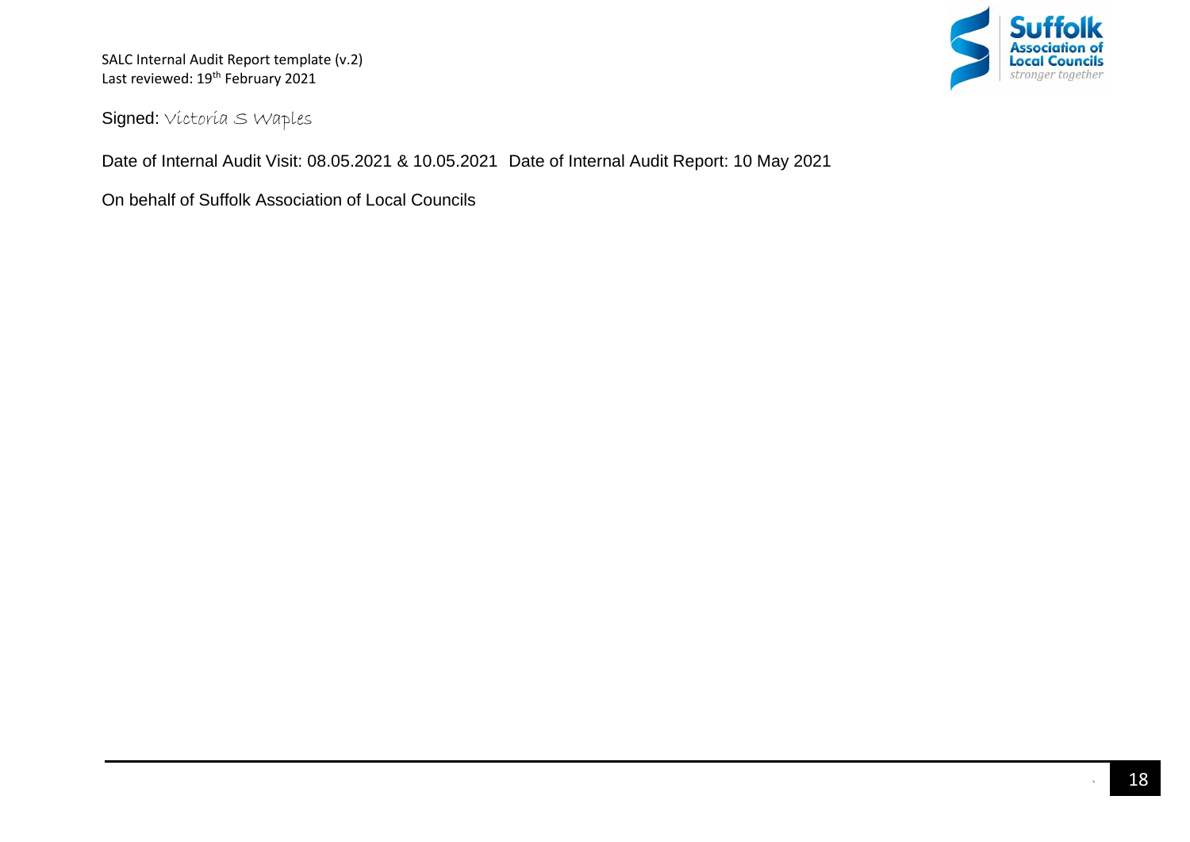Signed: Victoria S Waples

Date of Internal Audit Visit: 08.05.2021 & 10.05.2021 Date of Internal Audit Report: 10 May 2021

On behalf of Suffolk Association of Local Councils